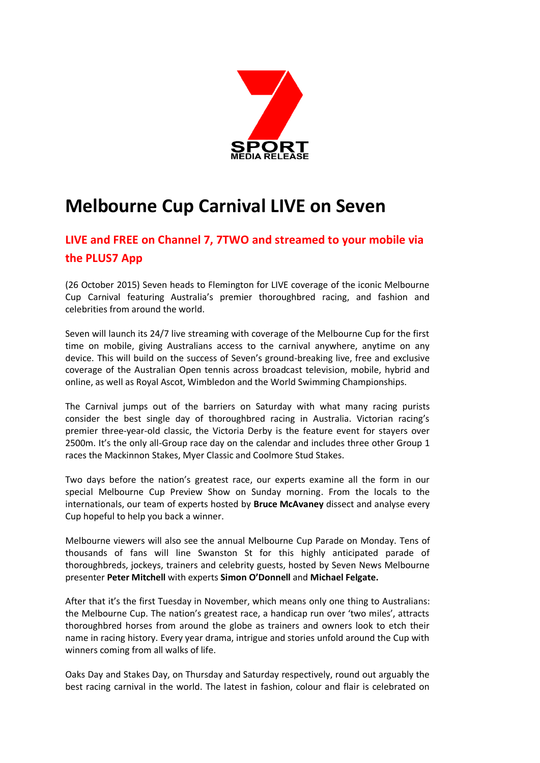SPORT
MEDIA RELEASE

# Melbourne Cup Carnival LIVE on Seven

## LIVE and FREE on Channel 7, 7TWO and streamed to your mobile via the PLUS7 App

(26 October 2015) Seven heads to Flemington for LIVE coverage of the iconic Melbourne Cup Carnival featuring Australia's premier thoroughbred racing, and fashion and celebrities from around the world.

Seven will launch its 24/7 live streaming with coverage of the Melbourne Cup for the first time on mobile, giving Australians access to the carnival anywhere, anytime on any device. This will build on the success of Seven's ground-breaking live, free and exclusive coverage of the Australian Open tennis across broadcast television, mobile, hybrid and online, as well as Royal Ascot, Wimbledon and the World Swimming Championships.

The Carnival jumps out of the barriers on Saturday with what many racing purists consider the best single day of thoroughbred racing in Australia. Victorian racing's premier three-year-old classic, the Victoria Derby is the feature event for stayers over 2500m. It's the only all-Group race day on the calendar and includes three other Group 1 races the Mackinnon Stakes, Myer Classic and Coolmore Stud Stakes.

Two days before the nation's greatest race, our experts examine all the form in our special Melbourne Cup Preview Show on Sunday morning. From the locals to the internationals, our team of experts hosted by **Bruce McAvaney** dissect and analyse every Cup hopeful to help you back a winner.

Melbourne viewers will also see the annual Melbourne Cup Parade on Monday. Tens of thousands of fans will line Swanston St for this highly anticipated parade of thoroughbreds, jockeys, trainers and celebrity guests, hosted by Seven News Melbourne presenter **Peter Mitchell** with experts **Simon O'Donnell** and **Michael Felgate.**

After that it's the first Tuesday in November, which means only one thing to Australians: the Melbourne Cup. The nation's greatest race, a handicap run over 'two miles', attracts thoroughbred horses from around the globe as trainers and owners look to etch their name in racing history. Every year drama, intrigue and stories unfold around the Cup with winners coming from all walks of life.

Oaks Day and Stakes Day, on Thursday and Saturday respectively, round out arguably the best racing carnival in the world. The latest in fashion, colour and flair is celebrated on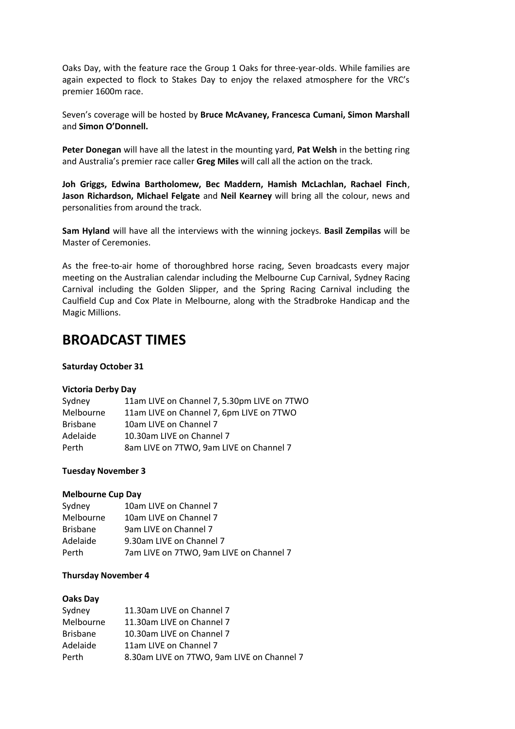Oaks Day, with the feature race the Group 1 Oaks for three-year-olds. While families are again expected to flock to Stakes Day to enjoy the relaxed atmosphere for the VRC's premier 1600m race.

Seven's coverage will be hosted by **Bruce McAvaney, Francesca Cumani, Simon Marshall** and **Simon O'Donnell.**

**Peter Donegan** will have all the latest in the mounting yard, **Pat Welsh** in the betting ring and Australia's premier race caller **Greg Miles** will call all the action on the track.

**Joh Griggs, Edwina Bartholomew, Bec Maddern, Hamish McLachlan, Rachael Finch**, **Jason Richardson, Michael Felgate** and **Neil Kearney** will bring all the colour, news and personalities from around the track.

**Sam Hyland** will have all the interviews with the winning jockeys. **Basil Zempilas** will be Master of Ceremonies.

As the free-to-air home of thoroughbred horse racing, Seven broadcasts every major meeting on the Australian calendar including the Melbourne Cup Carnival, Sydney Racing Carnival including the Golden Slipper, and the Spring Racing Carnival including the Caulfield Cup and Cox Plate in Melbourne, along with the Stradbroke Handicap and the Magic Millions.

# BROADCAST TIMES

**Saturday October 31**

**Victoria Derby Day**

| | |
|---|---|
| Sydney | 11am LIVE on Channel 7, 5.30pm LIVE on 7TWO |
| Melbourne | 11am LIVE on Channel 7, 6pm LIVE on 7TWO |
| Brisbane | 10am LIVE on Channel 7 |
| Adelaide | 10.30am LIVE on Channel 7 |
| Perth | 8am LIVE on 7TWO, 9am LIVE on Channel 7 |

**Tuesday November 3**

**Melbourne Cup Day**

| | |
|---|---|
| Sydney | 10am LIVE on Channel 7 |
| Melbourne | 10am LIVE on Channel 7 |
| Brisbane | 9am LIVE on Channel 7 |
| Adelaide | 9.30am LIVE on Channel 7 |
| Perth | 7am LIVE on 7TWO, 9am LIVE on Channel 7 |

**Thursday November 4**

**Oaks Day**

| | |
|---|---|
| Sydney | 11.30am LIVE on Channel 7 |
| Melbourne | 11.30am LIVE on Channel 7 |
| Brisbane | 10.30am LIVE on Channel 7 |
| Adelaide | 11am LIVE on Channel 7 |
| Perth | 8.30am LIVE on 7TWO, 9am LIVE on Channel 7 |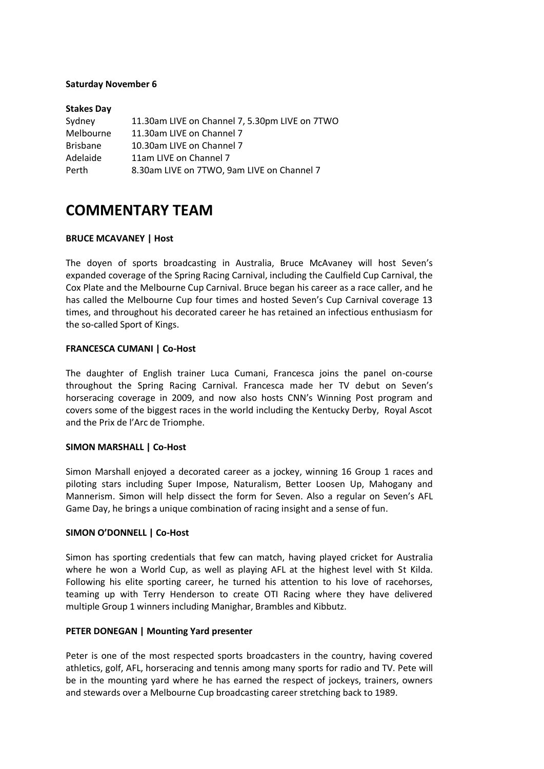**Saturday November 6**

**Stakes Day**

| | |
|---|---|
| Sydney | 11.30am LIVE on Channel 7, 5.30pm LIVE on 7TWO |
| Melbourne | 11.30am LIVE on Channel 7 |
| Brisbane | 10.30am LIVE on Channel 7 |
| Adelaide | 11am LIVE on Channel 7 |
| Perth | 8.30am LIVE on 7TWO, 9am LIVE on Channel 7 |

# COMMENTARY TEAM

**BRUCE MCAVANEY | Host**

The doyen of sports broadcasting in Australia, Bruce McAvaney will host Seven's expanded coverage of the Spring Racing Carnival, including the Caulfield Cup Carnival, the Cox Plate and the Melbourne Cup Carnival. Bruce began his career as a race caller, and he has called the Melbourne Cup four times and hosted Seven's Cup Carnival coverage 13 times, and throughout his decorated career he has retained an infectious enthusiasm for the so-called Sport of Kings.

**FRANCESCA CUMANI | Co-Host**

The daughter of English trainer Luca Cumani, Francesca joins the panel on-course throughout the Spring Racing Carnival. Francesca made her TV debut on Seven's horseracing coverage in 2009, and now also hosts CNN's Winning Post program and covers some of the biggest races in the world including the Kentucky Derby, Royal Ascot and the Prix de l'Arc de Triomphe.

**SIMON MARSHALL | Co-Host**

Simon Marshall enjoyed a decorated career as a jockey, winning 16 Group 1 races and piloting stars including Super Impose, Naturalism, Better Loosen Up, Mahogany and Mannerism. Simon will help dissect the form for Seven. Also a regular on Seven's AFL Game Day, he brings a unique combination of racing insight and a sense of fun.

**SIMON O'DONNELL | Co-Host**

Simon has sporting credentials that few can match, having played cricket for Australia where he won a World Cup, as well as playing AFL at the highest level with St Kilda. Following his elite sporting career, he turned his attention to his love of racehorses, teaming up with Terry Henderson to create OTI Racing where they have delivered multiple Group 1 winners including Manighar, Brambles and Kibbutz.

**PETER DONEGAN | Mounting Yard presenter**

Peter is one of the most respected sports broadcasters in the country, having covered athletics, golf, AFL, horseracing and tennis among many sports for radio and TV. Pete will be in the mounting yard where he has earned the respect of jockeys, trainers, owners and stewards over a Melbourne Cup broadcasting career stretching back to 1989.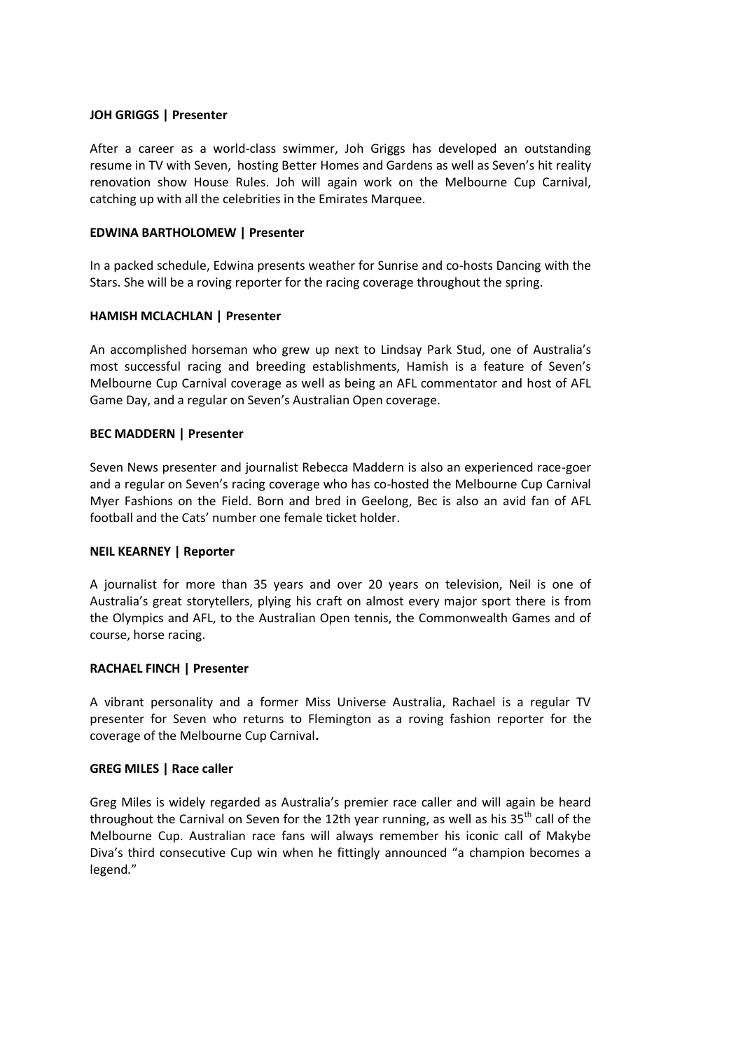**JOH GRIGGS | Presenter**

After a career as a world-class swimmer, Joh Griggs has developed an outstanding resume in TV with Seven, hosting Better Homes and Gardens as well as Seven's hit reality renovation show House Rules. Joh will again work on the Melbourne Cup Carnival, catching up with all the celebrities in the Emirates Marquee.

**EDWINA BARTHOLOMEW | Presenter**

In a packed schedule, Edwina presents weather for Sunrise and co-hosts Dancing with the Stars. She will be a roving reporter for the racing coverage throughout the spring.

**HAMISH MCLACHLAN | Presenter**

An accomplished horseman who grew up next to Lindsay Park Stud, one of Australia's most successful racing and breeding establishments, Hamish is a feature of Seven's Melbourne Cup Carnival coverage as well as being an AFL commentator and host of AFL Game Day, and a regular on Seven's Australian Open coverage.

**BEC MADDERN | Presenter**

Seven News presenter and journalist Rebecca Maddern is also an experienced race-goer and a regular on Seven's racing coverage who has co-hosted the Melbourne Cup Carnival Myer Fashions on the Field. Born and bred in Geelong, Bec is also an avid fan of AFL football and the Cats' number one female ticket holder.

**NEIL KEARNEY | Reporter**

A journalist for more than 35 years and over 20 years on television, Neil is one of Australia's great storytellers, plying his craft on almost every major sport there is from the Olympics and AFL, to the Australian Open tennis, the Commonwealth Games and of course, horse racing.

**RACHAEL FINCH | Presenter**

A vibrant personality and a former Miss Universe Australia, Rachael is a regular TV presenter for Seven who returns to Flemington as a roving fashion reporter for the coverage of the Melbourne Cup Carnival**.**

**GREG MILES | Race caller**

Greg Miles is widely regarded as Australia's premier race caller and will again be heard throughout the Carnival on Seven for the 12th year running, as well as his 35th call of the Melbourne Cup. Australian race fans will always remember his iconic call of Makybe Diva's third consecutive Cup win when he fittingly announced "a champion becomes a legend."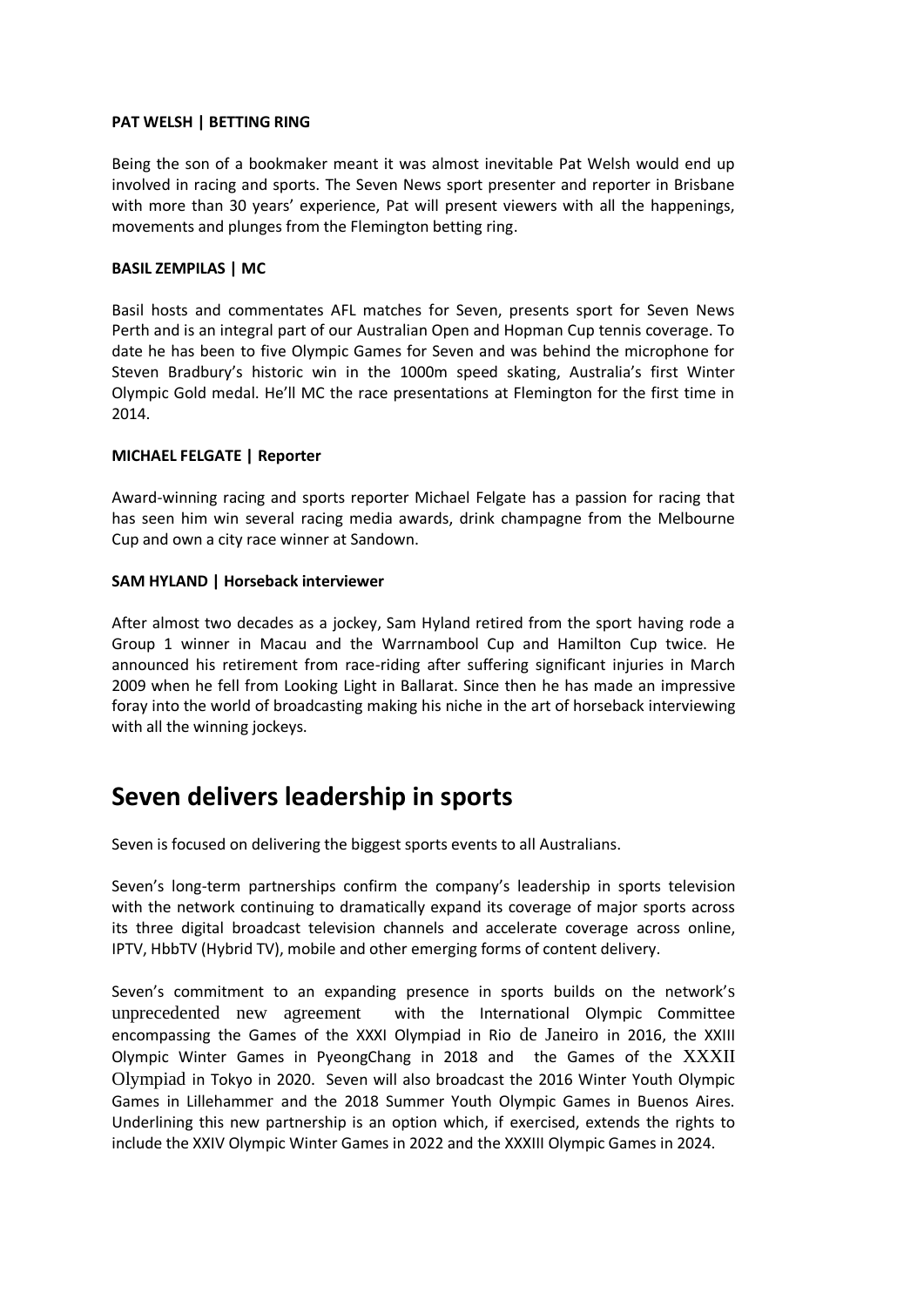**PAT WELSH | BETTING RING**

Being the son of a bookmaker meant it was almost inevitable Pat Welsh would end up involved in racing and sports. The Seven News sport presenter and reporter in Brisbane with more than 30 years' experience, Pat will present viewers with all the happenings, movements and plunges from the Flemington betting ring.

**BASIL ZEMPILAS | MC**

Basil hosts and commentates AFL matches for Seven, presents sport for Seven News Perth and is an integral part of our Australian Open and Hopman Cup tennis coverage. To date he has been to five Olympic Games for Seven and was behind the microphone for Steven Bradbury's historic win in the 1000m speed skating, Australia's first Winter Olympic Gold medal. He'll MC the race presentations at Flemington for the first time in 2014.

**MICHAEL FELGATE | Reporter**

Award-winning racing and sports reporter Michael Felgate has a passion for racing that has seen him win several racing media awards, drink champagne from the Melbourne Cup and own a city race winner at Sandown.

**SAM HYLAND | Horseback interviewer**

After almost two decades as a jockey, Sam Hyland retired from the sport having rode a Group 1 winner in Macau and the Warrnambool Cup and Hamilton Cup twice. He announced his retirement from race-riding after suffering significant injuries in March 2009 when he fell from Looking Light in Ballarat. Since then he has made an impressive foray into the world of broadcasting making his niche in the art of horseback interviewing with all the winning jockeys.

# Seven delivers leadership in sports

Seven is focused on delivering the biggest sports events to all Australians.

Seven's long-term partnerships confirm the company's leadership in sports television with the network continuing to dramatically expand its coverage of major sports across its three digital broadcast television channels and accelerate coverage across online, IPTV, HbbTV (Hybrid TV), mobile and other emerging forms of content delivery.

Seven's commitment to an expanding presence in sports builds on the network's unprecedented new agreement with the International Olympic Committee encompassing the Games of the XXXI Olympiad in Rio de Janeiro in 2016, the XXIII Olympic Winter Games in PyeongChang in 2018 and the Games of the XXXII Olympiad in Tokyo in 2020. Seven will also broadcast the 2016 Winter Youth Olympic Games in Lillehammer and the 2018 Summer Youth Olympic Games in Buenos Aires. Underlining this new partnership is an option which, if exercised, extends the rights to include the XXIV Olympic Winter Games in 2022 and the XXXIII Olympic Games in 2024.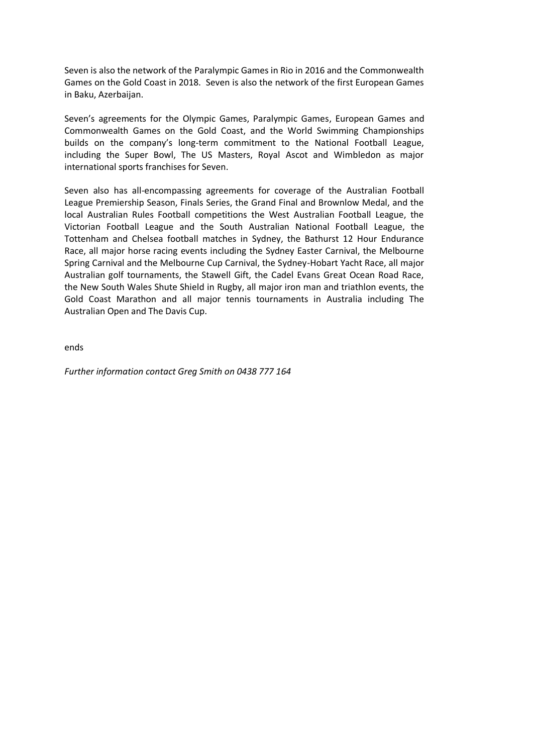Seven is also the network of the Paralympic Games in Rio in 2016 and the Commonwealth Games on the Gold Coast in 2018. Seven is also the network of the first European Games in Baku, Azerbaijan.

Seven's agreements for the Olympic Games, Paralympic Games, European Games and Commonwealth Games on the Gold Coast, and the World Swimming Championships builds on the company's long-term commitment to the National Football League, including the Super Bowl, The US Masters, Royal Ascot and Wimbledon as major international sports franchises for Seven.

Seven also has all-encompassing agreements for coverage of the Australian Football League Premiership Season, Finals Series, the Grand Final and Brownlow Medal, and the local Australian Rules Football competitions the West Australian Football League, the Victorian Football League and the South Australian National Football League, the Tottenham and Chelsea football matches in Sydney, the Bathurst 12 Hour Endurance Race, all major horse racing events including the Sydney Easter Carnival, the Melbourne Spring Carnival and the Melbourne Cup Carnival, the Sydney-Hobart Yacht Race, all major Australian golf tournaments, the Stawell Gift, the Cadel Evans Great Ocean Road Race, the New South Wales Shute Shield in Rugby, all major iron man and triathlon events, the Gold Coast Marathon and all major tennis tournaments in Australia including The Australian Open and The Davis Cup.

ends

*Further information contact Greg Smith on 0438 777 164*